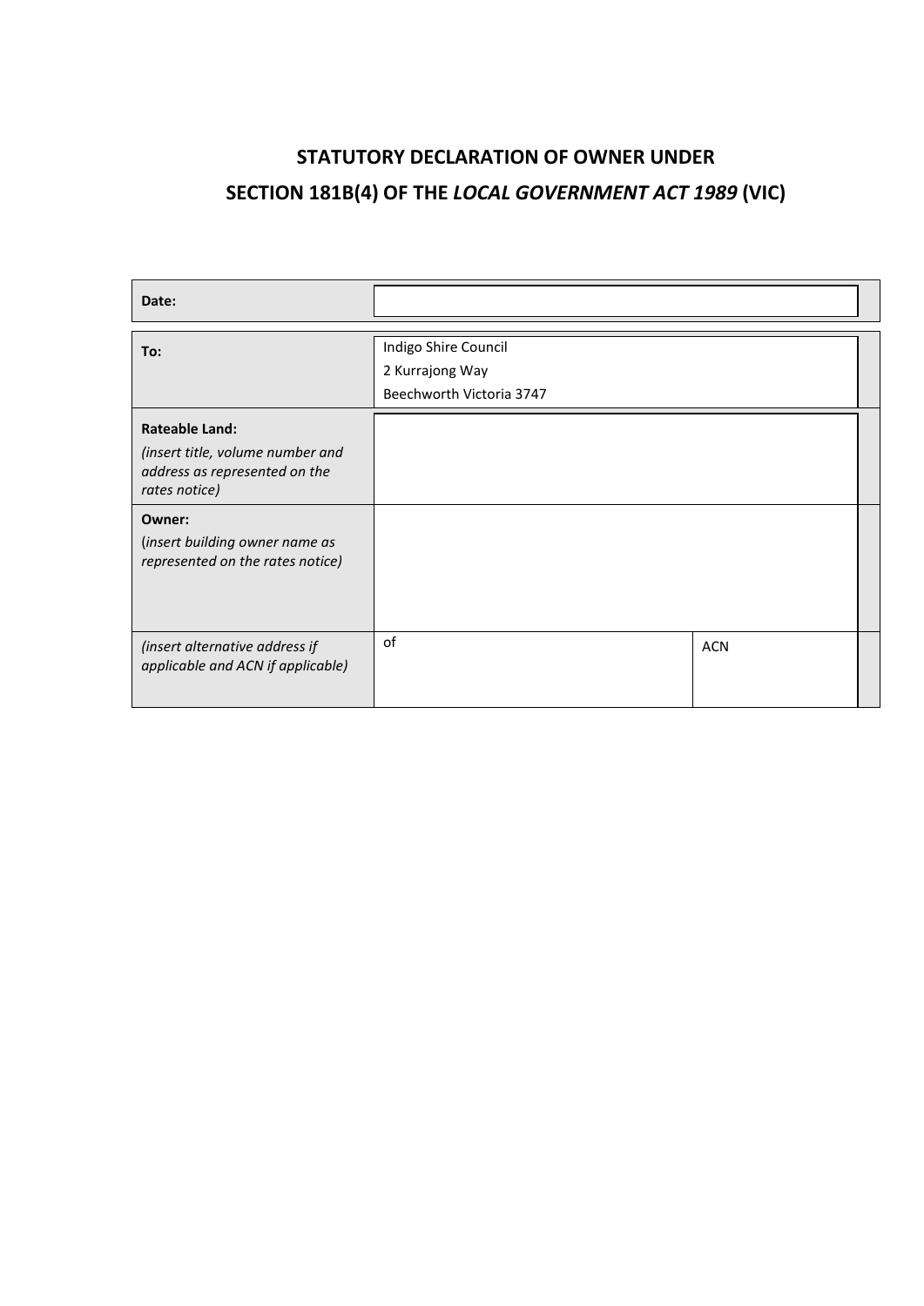# STATUTORY DECLARATION OF OWNER UNDER SECTION 181B(4) OF THE *LOCAL GOVERNMENT ACT 1989* (VIC)

| | | |
|---|---|---|
| **Date:** | | |
| **To:** | Indigo Shire Council<br>2 Kurrajong Way<br>Beechworth Victoria 3747 | |
| **Rateable Land:**<br>*(insert title, volume number and address as represented on the rates notice)* | | |
| **Owner:**<br>(*insert building owner name as represented on the rates notice)* | | |
| *(insert alternative address if applicable and ACN if applicable)* | of | ACN |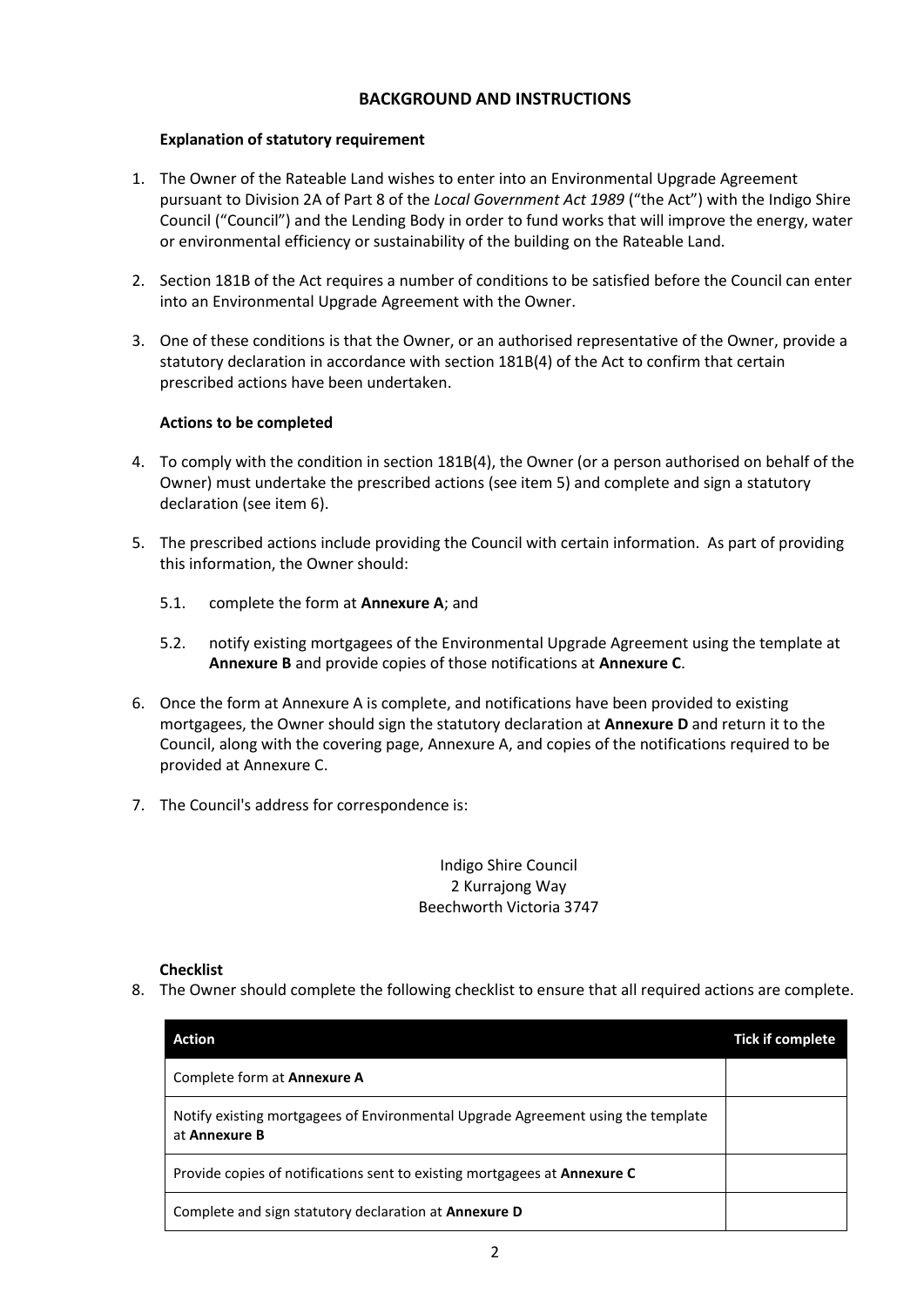## BACKGROUND AND INSTRUCTIONS

### Explanation of statutory requirement

1. The Owner of the Rateable Land wishes to enter into an Environmental Upgrade Agreement pursuant to Division 2A of Part 8 of the *Local Government Act 1989* ("the Act") with the Indigo Shire Council ("Council") and the Lending Body in order to fund works that will improve the energy, water or environmental efficiency or sustainability of the building on the Rateable Land.

2. Section 181B of the Act requires a number of conditions to be satisfied before the Council can enter into an Environmental Upgrade Agreement with the Owner.

3. One of these conditions is that the Owner, or an authorised representative of the Owner, provide a statutory declaration in accordance with section 181B(4) of the Act to confirm that certain prescribed actions have been undertaken.

### Actions to be completed

4. To comply with the condition in section 181B(4), the Owner (or a person authorised on behalf of the Owner) must undertake the prescribed actions (see item 5) and complete and sign a statutory declaration (see item 6).

5. The prescribed actions include providing the Council with certain information. As part of providing this information, the Owner should:

   5.1. complete the form at **Annexure A**; and

   5.2. notify existing mortgagees of the Environmental Upgrade Agreement using the template at **Annexure B** and provide copies of those notifications at **Annexure C**.

6. Once the form at Annexure A is complete, and notifications have been provided to existing mortgagees, the Owner should sign the statutory declaration at **Annexure D** and return it to the Council, along with the covering page, Annexure A, and copies of the notifications required to be provided at Annexure C.

7. The Council's address for correspondence is:

Indigo Shire Council
2 Kurrajong Way
Beechworth Victoria 3747

### Checklist

8. The Owner should complete the following checklist to ensure that all required actions are complete.

| Action | Tick if complete |
|---|---|
| Complete form at **Annexure A** | |
| Notify existing mortgagees of Environmental Upgrade Agreement using the template at **Annexure B** | |
| Provide copies of notifications sent to existing mortgagees at **Annexure C** | |
| Complete and sign statutory declaration at **Annexure D** | |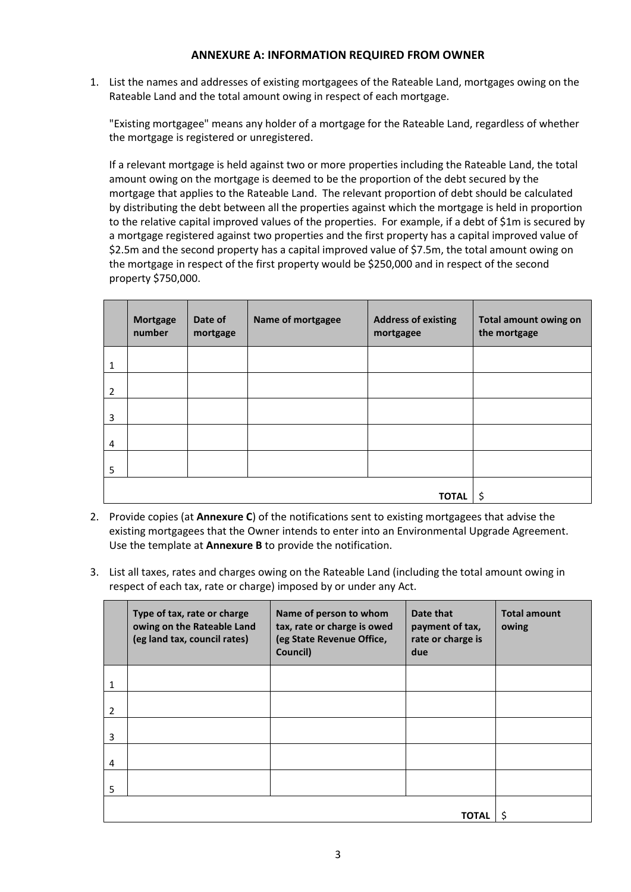## ANNEXURE A: INFORMATION REQUIRED FROM OWNER

1. List the names and addresses of existing mortgagees of the Rateable Land, mortgages owing on the Rateable Land and the total amount owing in respect of each mortgage.

   "Existing mortgagee" means any holder of a mortgage for the Rateable Land, regardless of whether the mortgage is registered or unregistered.

   If a relevant mortgage is held against two or more properties including the Rateable Land, the total amount owing on the mortgage is deemed to be the proportion of the debt secured by the mortgage that applies to the Rateable Land. The relevant proportion of debt should be calculated by distributing the debt between all the properties against which the mortgage is held in proportion to the relative capital improved values of the properties. For example, if a debt of $1m is secured by a mortgage registered against two properties and the first property has a capital improved value of $2.5m and the second property has a capital improved value of $7.5m, the total amount owing on the mortgage in respect of the first property would be $250,000 and in respect of the second property $750,000.

| | **Mortgage number** | **Date of mortgage** | **Name of mortgagee** | **Address of existing mortgagee** | **Total amount owing on the mortgage** |
|---|---|---|---|---|---|
| 1 | | | | | |
| 2 | | | | | |
| 3 | | | | | |
| 4 | | | | | |
| 5 | | | | | |
| | | | | **TOTAL** | $ |

2. Provide copies (at **Annexure C**) of the notifications sent to existing mortgagees that advise the existing mortgagees that the Owner intends to enter into an Environmental Upgrade Agreement. Use the template at **Annexure B** to provide the notification.

3. List all taxes, rates and charges owing on the Rateable Land (including the total amount owing in respect of each tax, rate or charge) imposed by or under any Act.

| | **Type of tax, rate or charge owing on the Rateable Land (eg land tax, council rates)** | **Name of person to whom tax, rate or charge is owed (eg State Revenue Office, Council)** | **Date that payment of tax, rate or charge is due** | **Total amount owing** |
|---|---|---|---|---|
| 1 | | | | |
| 2 | | | | |
| 3 | | | | |
| 4 | | | | |
| 5 | | | | |
| | | | **TOTAL** | $ |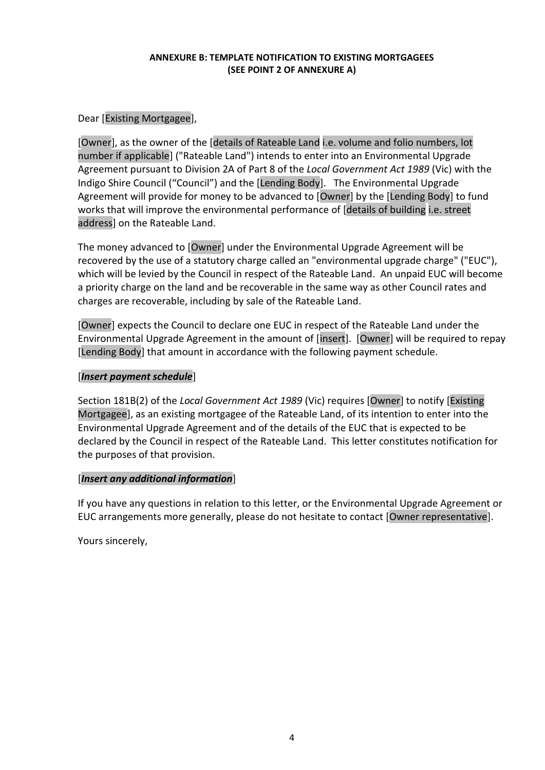**ANNEXURE B: TEMPLATE NOTIFICATION TO EXISTING MORTGAGEES (SEE POINT 2 OF ANNEXURE A)**

Dear [Existing Mortgagee],

[Owner], as the owner of the [details of Rateable Land i.e. volume and folio numbers, lot number if applicable] ("Rateable Land") intends to enter into an Environmental Upgrade Agreement pursuant to Division 2A of Part 8 of the *Local Government Act 1989* (Vic) with the Indigo Shire Council ("Council") and the [Lending Body]. The Environmental Upgrade Agreement will provide for money to be advanced to [Owner] by the [Lending Body] to fund works that will improve the environmental performance of [details of building i.e. street address] on the Rateable Land.

The money advanced to [Owner] under the Environmental Upgrade Agreement will be recovered by the use of a statutory charge called an "environmental upgrade charge" ("EUC"), which will be levied by the Council in respect of the Rateable Land. An unpaid EUC will become a priority charge on the land and be recoverable in the same way as other Council rates and charges are recoverable, including by sale of the Rateable Land.

[Owner] expects the Council to declare one EUC in respect of the Rateable Land under the Environmental Upgrade Agreement in the amount of [insert]. [Owner] will be required to repay [Lending Body] that amount in accordance with the following payment schedule.

[***Insert payment schedule***]

Section 181B(2) of the *Local Government Act 1989* (Vic) requires [Owner] to notify [Existing Mortgagee], as an existing mortgagee of the Rateable Land, of its intention to enter into the Environmental Upgrade Agreement and of the details of the EUC that is expected to be declared by the Council in respect of the Rateable Land. This letter constitutes notification for the purposes of that provision.

[***Insert any additional information***]

If you have any questions in relation to this letter, or the Environmental Upgrade Agreement or EUC arrangements more generally, please do not hesitate to contact [Owner representative].

Yours sincerely,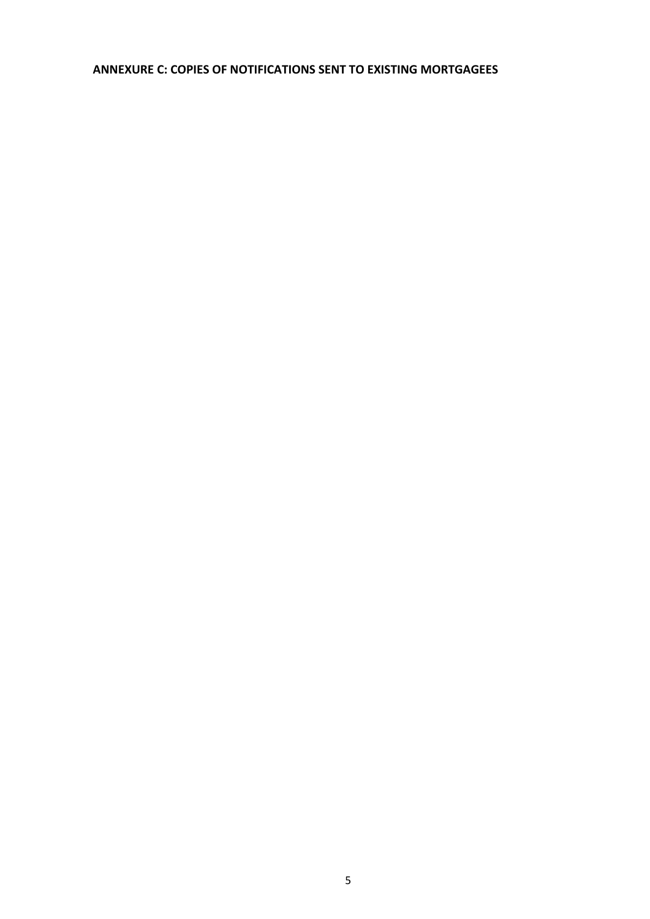**ANNEXURE C: COPIES OF NOTIFICATIONS SENT TO EXISTING MORTGAGEES**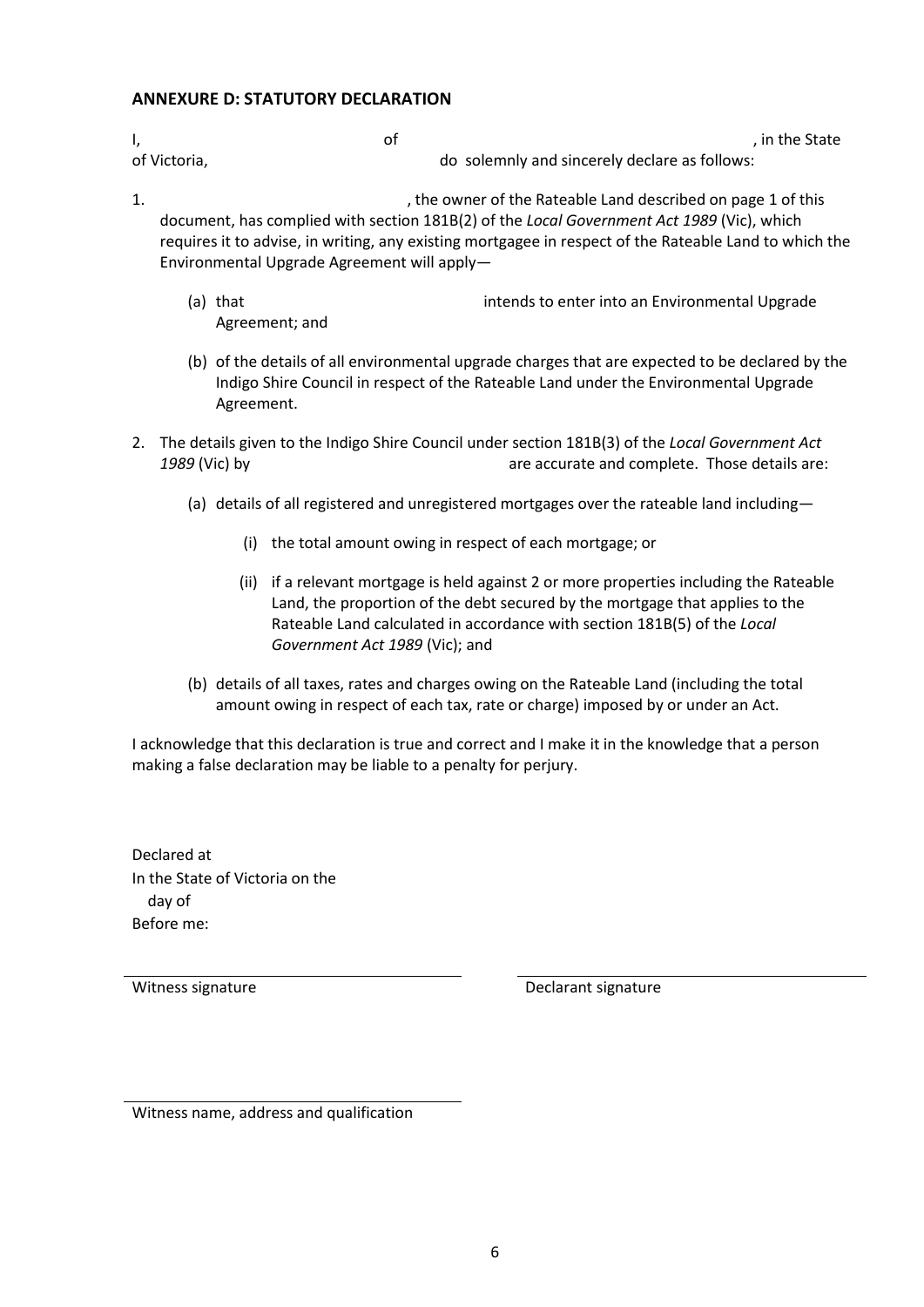**ANNEXURE D: STATUTORY DECLARATION**

I, of , in the State of Victoria, do solemnly and sincerely declare as follows:

1. , the owner of the Rateable Land described on page 1 of this document, has complied with section 181B(2) of the *Local Government Act 1989* (Vic), which requires it to advise, in writing, any existing mortgagee in respect of the Rateable Land to which the Environmental Upgrade Agreement will apply—

   (a) that intends to enter into an Environmental Upgrade Agreement; and

   (b) of the details of all environmental upgrade charges that are expected to be declared by the Indigo Shire Council in respect of the Rateable Land under the Environmental Upgrade Agreement.

2. The details given to the Indigo Shire Council under section 181B(3) of the *Local Government Act 1989* (Vic) by are accurate and complete. Those details are:

   (a) details of all registered and unregistered mortgages over the rateable land including—

      (i) the total amount owing in respect of each mortgage; or

      (ii) if a relevant mortgage is held against 2 or more properties including the Rateable Land, the proportion of the debt secured by the mortgage that applies to the Rateable Land calculated in accordance with section 181B(5) of the *Local Government Act 1989* (Vic); and

   (b) details of all taxes, rates and charges owing on the Rateable Land (including the total amount owing in respect of each tax, rate or charge) imposed by or under an Act.

I acknowledge that this declaration is true and correct and I make it in the knowledge that a person making a false declaration may be liable to a penalty for perjury.

Declared at
In the State of Victoria on the
day of
Before me:

Witness signature

Declarant signature

Witness name, address and qualification